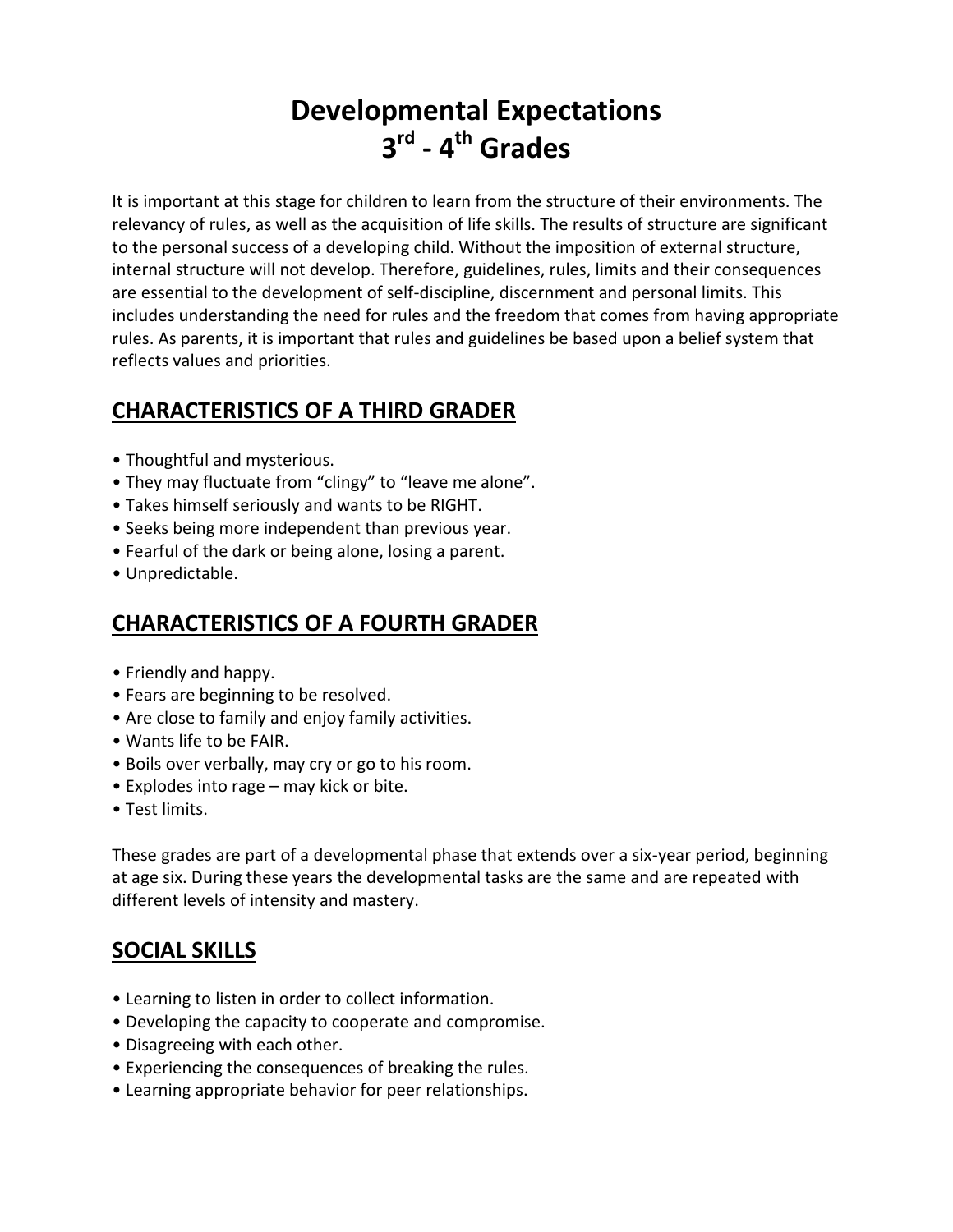# Developmental Expectations 3rd - 4th Grades

It is important at this stage for children to learn from the structure of their environments. The relevancy of rules, as well as the acquisition of life skills. The results of structure are significant to the personal success of a developing child. Without the imposition of external structure, internal structure will not develop. Therefore, guidelines, rules, limits and their consequences are essential to the development of self-discipline, discernment and personal limits. This includes understanding the need for rules and the freedom that comes from having appropriate rules. As parents, it is important that rules and guidelines be based upon a belief system that reflects values and priorities.

## CHARACTERISTICS OF A THIRD GRADER

- Thoughtful and mysterious.
- They may fluctuate from "clingy" to "leave me alone".
- Takes himself seriously and wants to be RIGHT.
- Seeks being more independent than previous year.
- Fearful of the dark or being alone, losing a parent.
- Unpredictable.

## CHARACTERISTICS OF A FOURTH GRADER

- Friendly and happy.
- Fears are beginning to be resolved.
- Are close to family and enjoy family activities.
- Wants life to be FAIR.
- Boils over verbally, may cry or go to his room.
- Explodes into rage – may kick or bite.
- Test limits.

These grades are part of a developmental phase that extends over a six-year period, beginning at age six. During these years the developmental tasks are the same and are repeated with different levels of intensity and mastery.

## SOCIAL SKILLS

- Learning to listen in order to collect information.
- Developing the capacity to cooperate and compromise.
- Disagreeing with each other.
- Experiencing the consequences of breaking the rules.
- Learning appropriate behavior for peer relationships.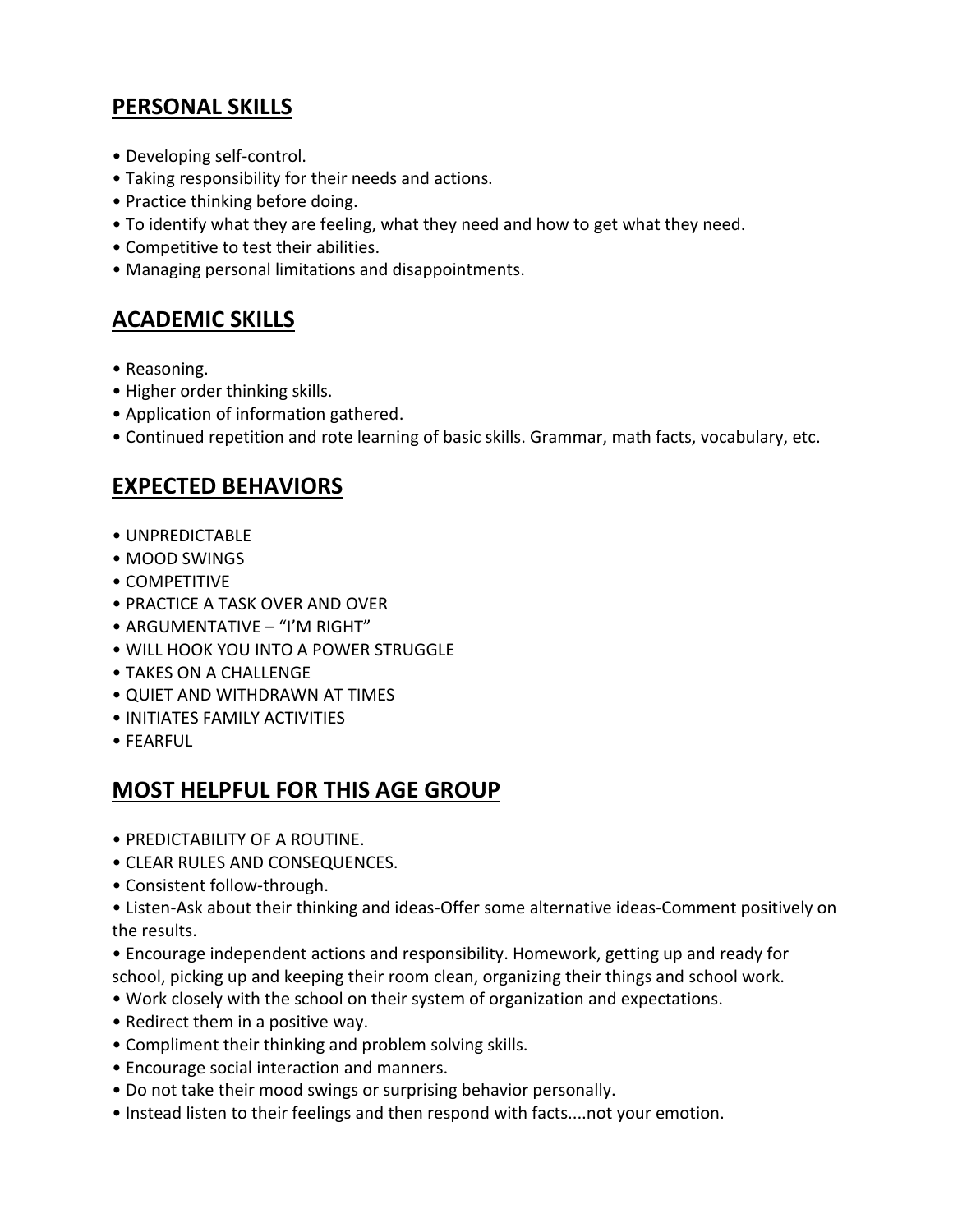## PERSONAL SKILLS

- Developing self-control.
- Taking responsibility for their needs and actions.
- Practice thinking before doing.
- To identify what they are feeling, what they need and how to get what they need.
- Competitive to test their abilities.
- Managing personal limitations and disappointments.

## ACADEMIC SKILLS

- Reasoning.
- Higher order thinking skills.
- Application of information gathered.
- Continued repetition and rote learning of basic skills. Grammar, math facts, vocabulary, etc.

## EXPECTED BEHAVIORS

- UNPREDICTABLE
- MOOD SWINGS
- COMPETITIVE
- PRACTICE A TASK OVER AND OVER
- ARGUMENTATIVE – "I'M RIGHT"
- WILL HOOK YOU INTO A POWER STRUGGLE
- TAKES ON A CHALLENGE
- QUIET AND WITHDRAWN AT TIMES
- INITIATES FAMILY ACTIVITIES
- FEARFUL

## MOST HELPFUL FOR THIS AGE GROUP

- PREDICTABILITY OF A ROUTINE.
- CLEAR RULES AND CONSEQUENCES.
- Consistent follow-through.
- Listen-Ask about their thinking and ideas-Offer some alternative ideas-Comment positively on the results.
- Encourage independent actions and responsibility. Homework, getting up and ready for school, picking up and keeping their room clean, organizing their things and school work.
- Work closely with the school on their system of organization and expectations.
- Redirect them in a positive way.
- Compliment their thinking and problem solving skills.
- Encourage social interaction and manners.
- Do not take their mood swings or surprising behavior personally.
- Instead listen to their feelings and then respond with facts....not your emotion.